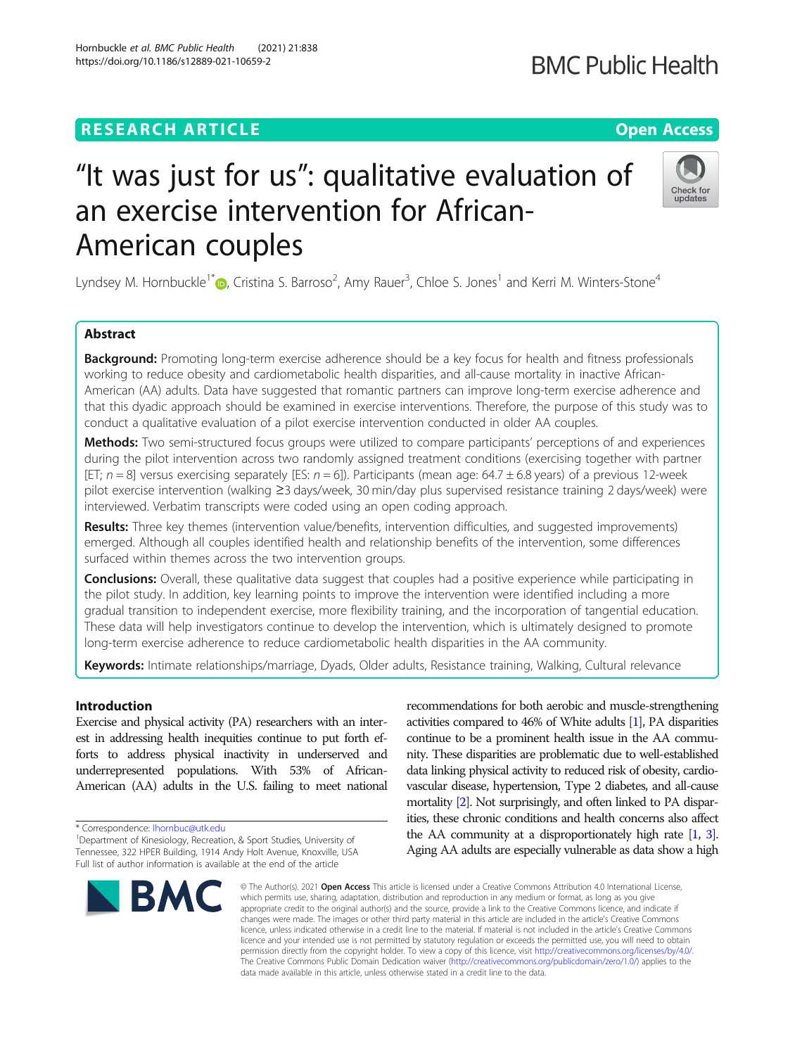# "It was just for us": qualitative evaluation of an exercise intervention for African-American couples

Lyndsey M. Hornbuckle[1*], Cristina S. Barroso[2], Amy Rauer[3], Chloe S. Jones[1] and Kerri M. Winters-Stone[4]

## Abstract

**Background:** Promoting long-term exercise adherence should be a key focus for health and fitness professionals working to reduce obesity and cardiometabolic health disparities, and all-cause mortality in inactive African-American (AA) adults. Data have suggested that romantic partners can improve long-term exercise adherence and that this dyadic approach should be examined in exercise interventions. Therefore, the purpose of this study was to conduct a qualitative evaluation of a pilot exercise intervention conducted in older AA couples.

**Methods:** Two semi-structured focus groups were utilized to compare participants' perceptions of and experiences during the pilot intervention across two randomly assigned treatment conditions (exercising together with partner [ET; $n = 8$] versus exercising separately [ES: $n = 6$]). Participants (mean age: $64.7 \pm 6.8$ years) of a previous 12-week pilot exercise intervention (walking ≥3 days/week, 30 min/day plus supervised resistance training 2 days/week) were interviewed. Verbatim transcripts were coded using an open coding approach.

**Results:** Three key themes (intervention value/benefits, intervention difficulties, and suggested improvements) emerged. Although all couples identified health and relationship benefits of the intervention, some differences surfaced within themes across the two intervention groups.

**Conclusions:** Overall, these qualitative data suggest that couples had a positive experience while participating in the pilot study. In addition, key learning points to improve the intervention were identified including a more gradual transition to independent exercise, more flexibility training, and the incorporation of tangential education. These data will help investigators continue to develop the intervention, which is ultimately designed to promote long-term exercise adherence to reduce cardiometabolic health disparities in the AA community.

**Keywords:** Intimate relationships/marriage, Dyads, Older adults, Resistance training, Walking, Cultural relevance

## Introduction

Exercise and physical activity (PA) researchers with an interest in addressing health inequities continue to put forth efforts to address physical inactivity in underserved and underrepresented populations. With 53% of African-American (AA) adults in the U.S. failing to meet national recommendations for both aerobic and muscle-strengthening activities compared to 46% of White adults [1], PA disparities continue to be a prominent health issue in the AA community. These disparities are problematic due to well-established data linking physical activity to reduced risk of obesity, cardiovascular disease, hypertension, Type 2 diabetes, and all-cause mortality [2]. Not surprisingly, and often linked to PA disparities, these chronic conditions and health concerns also affect the AA community at a disproportionately high rate [1, 3]. Aging AA adults are especially vulnerable as data show a high

\* Correspondence: lhornbuc@utk.edu

[1]Department of Kinesiology, Recreation, & Sport Studies, University of Tennessee, 322 HPER Building, 1914 Andy Holt Avenue, Knoxville, USA

Full list of author information is available at the end of the article

© The Author(s). 2021 **Open Access** This article is licensed under a Creative Commons Attribution 4.0 International License, which permits use, sharing, adaptation, distribution and reproduction in any medium or format, as long as you give appropriate credit to the original author(s) and the source, provide a link to the Creative Commons licence, and indicate if changes were made. The images or other third party material in this article are included in the article's Creative Commons licence, unless indicated otherwise in a credit line to the material. If material is not included in the article's Creative Commons licence and your intended use is not permitted by statutory regulation or exceeds the permitted use, you will need to obtain permission directly from the copyright holder. To view a copy of this licence, visit http://creativecommons.org/licenses/by/4.0/. The Creative Commons Public Domain Dedication waiver (http://creativecommons.org/publicdomain/zero/1.0/) applies to the data made available in this article, unless otherwise stated in a credit line to the data.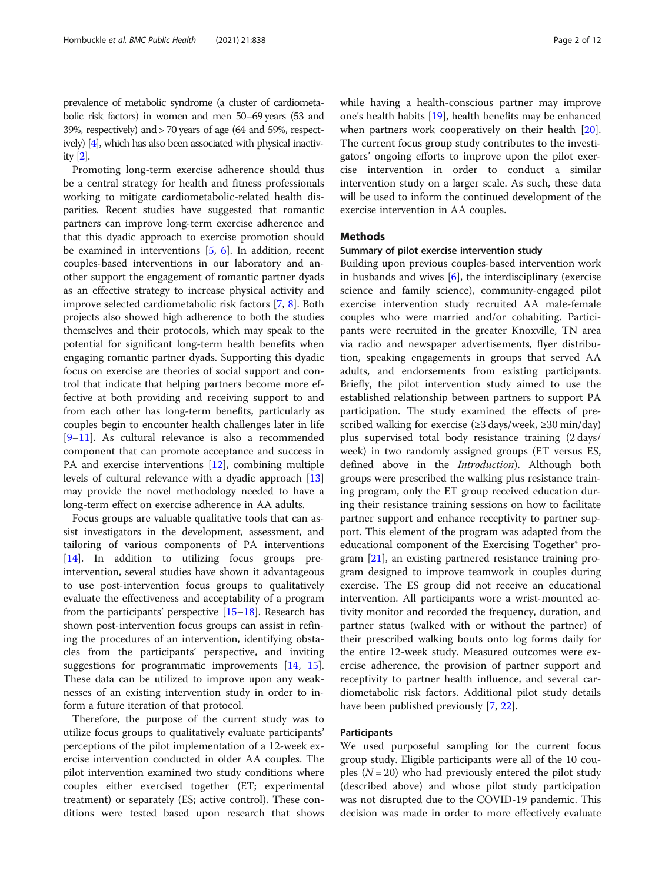prevalence of metabolic syndrome (a cluster of cardiometabolic risk factors) in women and men 50–69 years (53 and 39%, respectively) and > 70 years of age (64 and 59%, respectively) [4], which has also been associated with physical inactivity [2].

Promoting long-term exercise adherence should thus be a central strategy for health and fitness professionals working to mitigate cardiometabolic-related health disparities. Recent studies have suggested that romantic partners can improve long-term exercise adherence and that this dyadic approach to exercise promotion should be examined in interventions [5, 6]. In addition, recent couples-based interventions in our laboratory and another support the engagement of romantic partner dyads as an effective strategy to increase physical activity and improve selected cardiometabolic risk factors [7, 8]. Both projects also showed high adherence to both the studies themselves and their protocols, which may speak to the potential for significant long-term health benefits when engaging romantic partner dyads. Supporting this dyadic focus on exercise are theories of social support and control that indicate that helping partners become more effective at both providing and receiving support to and from each other has long-term benefits, particularly as couples begin to encounter health challenges later in life [9–11]. As cultural relevance is also a recommended component that can promote acceptance and success in PA and exercise interventions [12], combining multiple levels of cultural relevance with a dyadic approach [13] may provide the novel methodology needed to have a long-term effect on exercise adherence in AA adults.

Focus groups are valuable qualitative tools that can assist investigators in the development, assessment, and tailoring of various components of PA interventions [14]. In addition to utilizing focus groups pre-intervention, several studies have shown it advantageous to use post-intervention focus groups to qualitatively evaluate the effectiveness of a program from the participants' perspective [15–18]. Research has shown post-intervention focus groups can assist in refining the procedures of an intervention, identifying obstacles from the participants' perspective, and inviting suggestions for programmatic improvements [14, 15]. These data can be utilized to improve upon any weaknesses of an existing intervention study in order to inform a future iteration of that protocol.

Therefore, the purpose of the current study was to utilize focus groups to qualitatively evaluate participants' perceptions of the pilot implementation of a 12-week exercise intervention conducted in older AA couples. The pilot intervention examined two study conditions where couples either exercised together (ET; experimental treatment) or separately (ES; active control). These conditions were tested based upon research that shows while having a health-conscious partner may improve one's health habits [19], health benefits may be enhanced when partners work cooperatively on their health [20]. The current focus group study contributes to the investigators' ongoing efforts to improve upon the pilot exercise intervention in order to conduct a similar intervention study on a larger scale. As such, these data will be used to inform the continued development of the exercise intervention in AA couples.

## Methods

### Summary of pilot exercise intervention study

Building upon previous couples-based intervention work in husbands and wives [6], the interdisciplinary (exercise science and family science), community-engaged pilot exercise intervention study recruited AA male-female couples who were married and/or cohabiting. Participants were recruited in the greater Knoxville, TN area via radio and newspaper advertisements, flyer distribution, speaking engagements in groups that served AA adults, and endorsements from existing participants. Briefly, the pilot intervention study aimed to use the established relationship between partners to support PA participation. The study examined the effects of prescribed walking for exercise (≥3 days/week, ≥30 min/day) plus supervised total body resistance training (2 days/week) in two randomly assigned groups (ET versus ES, defined above in the *Introduction*). Although both groups were prescribed the walking plus resistance training program, only the ET group received education during their resistance training sessions on how to facilitate partner support and enhance receptivity to partner support. This element of the program was adapted from the educational component of the Exercising Together® program [21], an existing partnered resistance training program designed to improve teamwork in couples during exercise. The ES group did not receive an educational intervention. All participants wore a wrist-mounted activity monitor and recorded the frequency, duration, and partner status (walked with or without the partner) of their prescribed walking bouts onto log forms daily for the entire 12-week study. Measured outcomes were exercise adherence, the provision of partner support and receptivity to partner health influence, and several cardiometabolic risk factors. Additional pilot study details have been published previously [7, 22].

### Participants

We used purposeful sampling for the current focus group study. Eligible participants were all of the 10 couples ($N = 20$) who had previously entered the pilot study (described above) and whose pilot study participation was not disrupted due to the COVID-19 pandemic. This decision was made in order to more effectively evaluate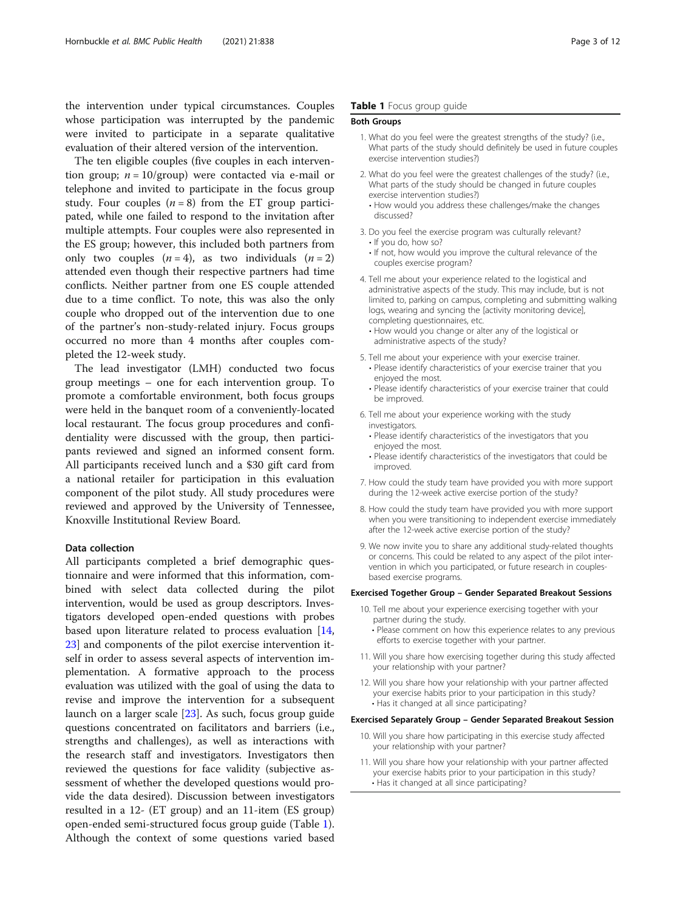the intervention under typical circumstances. Couples whose participation was interrupted by the pandemic were invited to participate in a separate qualitative evaluation of their altered version of the intervention.

The ten eligible couples (five couples in each intervention group; $n = 10$/group) were contacted via e-mail or telephone and invited to participate in the focus group study. Four couples ($n = 8$) from the ET group participated, while one failed to respond to the invitation after multiple attempts. Four couples were also represented in the ES group; however, this included both partners from only two couples ($n = 4$), as two individuals ($n = 2$) attended even though their respective partners had time conflicts. Neither partner from one ES couple attended due to a time conflict. To note, this was also the only couple who dropped out of the intervention due to one of the partner's non-study-related injury. Focus groups occurred no more than 4 months after couples completed the 12-week study.

The lead investigator (LMH) conducted two focus group meetings – one for each intervention group. To promote a comfortable environment, both focus groups were held in the banquet room of a conveniently-located local restaurant. The focus group procedures and confidentiality were discussed with the group, then participants reviewed and signed an informed consent form. All participants received lunch and a $30 gift card from a national retailer for participation in this evaluation component of the pilot study. All study procedures were reviewed and approved by the University of Tennessee, Knoxville Institutional Review Board.

### Data collection

All participants completed a brief demographic questionnaire and were informed that this information, combined with select data collected during the pilot intervention, would be used as group descriptors. Investigators developed open-ended questions with probes based upon literature related to process evaluation [14, 23] and components of the pilot exercise intervention itself in order to assess several aspects of intervention implementation. A formative approach to the process evaluation was utilized with the goal of using the data to revise and improve the intervention for a subsequent launch on a larger scale [23]. As such, focus group guide questions concentrated on facilitators and barriers (i.e., strengths and challenges), as well as interactions with the research staff and investigators. Investigators then reviewed the questions for face validity (subjective assessment of whether the developed questions would provide the data desired). Discussion between investigators resulted in a 12- (ET group) and an 11-item (ES group) open-ended semi-structured focus group guide (Table 1). Although the context of some questions varied based

**Table 1** Focus group guide

**Both Groups**

1. What do you feel were the greatest strengths of the study? (i.e., What parts of the study should definitely be used in future couples exercise intervention studies?)
2. What do you feel were the greatest challenges of the study? (i.e., What parts of the study should be changed in future couples exercise intervention studies?)
   - How would you address these challenges/make the changes discussed?
3. Do you feel the exercise program was culturally relevant?
   - If you do, how so?
   - If not, how would you improve the cultural relevance of the couples exercise program?
4. Tell me about your experience related to the logistical and administrative aspects of the study. This may include, but is not limited to, parking on campus, completing and submitting walking logs, wearing and syncing the [activity monitoring device], completing questionnaires, etc.
   - How would you change or alter any of the logistical or administrative aspects of the study?
5. Tell me about your experience with your exercise trainer.
   - Please identify characteristics of your exercise trainer that you enjoyed the most.
   - Please identify characteristics of your exercise trainer that could be improved.
6. Tell me about your experience working with the study investigators.
   - Please identify characteristics of the investigators that you enjoyed the most.
   - Please identify characteristics of the investigators that could be improved.
7. How could the study team have provided you with more support during the 12-week active exercise portion of the study?
8. How could the study team have provided you with more support when you were transitioning to independent exercise immediately after the 12-week active exercise portion of the study?
9. We now invite you to share any additional study-related thoughts or concerns. This could be related to any aspect of the pilot intervention in which you participated, or future research in couples-based exercise programs.

**Exercised Together Group – Gender Separated Breakout Sessions**

10. Tell me about your experience exercising together with your partner during the study.
    - Please comment on how this experience relates to any previous efforts to exercise together with your partner.
11. Will you share how exercising together during this study affected your relationship with your partner?
12. Will you share how your relationship with your partner affected your exercise habits prior to your participation in this study?
    - Has it changed at all since participating?

**Exercised Separately Group – Gender Separated Breakout Session**

10. Will you share how participating in this exercise study affected your relationship with your partner?
11. Will you share how your relationship with your partner affected your exercise habits prior to your participation in this study?
    - Has it changed at all since participating?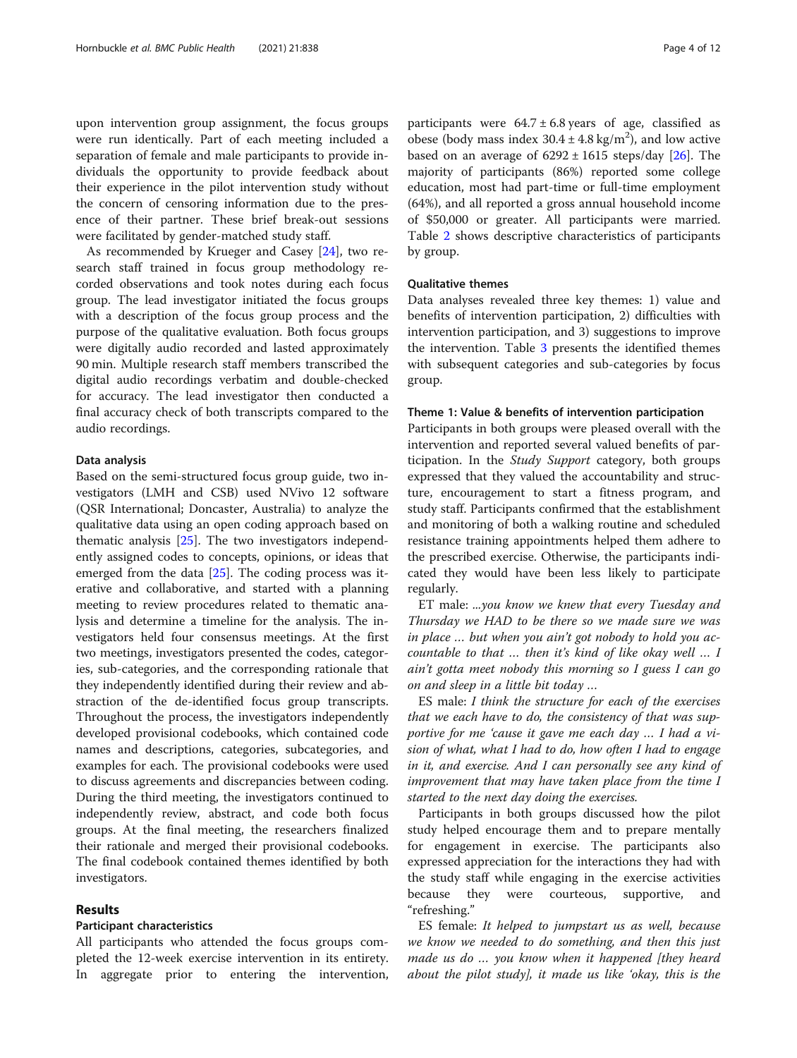upon intervention group assignment, the focus groups were run identically. Part of each meeting included a separation of female and male participants to provide individuals the opportunity to provide feedback about their experience in the pilot intervention study without the concern of censoring information due to the presence of their partner. These brief break-out sessions were facilitated by gender-matched study staff.

As recommended by Krueger and Casey [24], two research staff trained in focus group methodology recorded observations and took notes during each focus group. The lead investigator initiated the focus groups with a description of the focus group process and the purpose of the qualitative evaluation. Both focus groups were digitally audio recorded and lasted approximately 90 min. Multiple research staff members transcribed the digital audio recordings verbatim and double-checked for accuracy. The lead investigator then conducted a final accuracy check of both transcripts compared to the audio recordings.

### Data analysis

Based on the semi-structured focus group guide, two investigators (LMH and CSB) used NVivo 12 software (QSR International; Doncaster, Australia) to analyze the qualitative data using an open coding approach based on thematic analysis [25]. The two investigators independently assigned codes to concepts, opinions, or ideas that emerged from the data [25]. The coding process was iterative and collaborative, and started with a planning meeting to review procedures related to thematic analysis and determine a timeline for the analysis. The investigators held four consensus meetings. At the first two meetings, investigators presented the codes, categories, sub-categories, and the corresponding rationale that they independently identified during their review and abstraction of the de-identified focus group transcripts. Throughout the process, the investigators independently developed provisional codebooks, which contained code names and descriptions, categories, subcategories, and examples for each. The provisional codebooks were used to discuss agreements and discrepancies between coding. During the third meeting, the investigators continued to independently review, abstract, and code both focus groups. At the final meeting, the researchers finalized their rationale and merged their provisional codebooks. The final codebook contained themes identified by both investigators.

## Results

### Participant characteristics

All participants who attended the focus groups completed the 12-week exercise intervention in its entirety. In aggregate prior to entering the intervention, participants were $64.7 \pm 6.8$ years of age, classified as obese (body mass index $30.4 \pm 4.8\ \text{kg/m}^2$), and low active based on an average of $6292 \pm 1615$ steps/day [26]. The majority of participants (86%) reported some college education, most had part-time or full-time employment (64%), and all reported a gross annual household income of \$50,000 or greater. All participants were married. Table 2 shows descriptive characteristics of participants by group.

### Qualitative themes

Data analyses revealed three key themes: 1) value and benefits of intervention participation, 2) difficulties with intervention participation, and 3) suggestions to improve the intervention. Table 3 presents the identified themes with subsequent categories and sub-categories by focus group.

### Theme 1: Value & benefits of intervention participation

Participants in both groups were pleased overall with the intervention and reported several valued benefits of participation. In the *Study Support* category, both groups expressed that they valued the accountability and structure, encouragement to start a fitness program, and study staff. Participants confirmed that the establishment and monitoring of both a walking routine and scheduled resistance training appointments helped them adhere to the prescribed exercise. Otherwise, the participants indicated they would have been less likely to participate regularly.

ET male: *...you know we knew that every Tuesday and Thursday we HAD to be there so we made sure we was in place … but when you ain't got nobody to hold you accountable to that … then it's kind of like okay well … I ain't gotta meet nobody this morning so I guess I can go on and sleep in a little bit today …*

ES male: *I think the structure for each of the exercises that we each have to do, the consistency of that was supportive for me 'cause it gave me each day … I had a vision of what, what I had to do, how often I had to engage in it, and exercise. And I can personally see any kind of improvement that may have taken place from the time I started to the next day doing the exercises.*

Participants in both groups discussed how the pilot study helped encourage them and to prepare mentally for engagement in exercise. The participants also expressed appreciation for the interactions they had with the study staff while engaging in the exercise activities because they were courteous, supportive, and "refreshing."

ES female: *It helped to jumpstart us as well, because we know we needed to do something, and then this just made us do … you know when it happened [they heard about the pilot study], it made us like 'okay, this is the*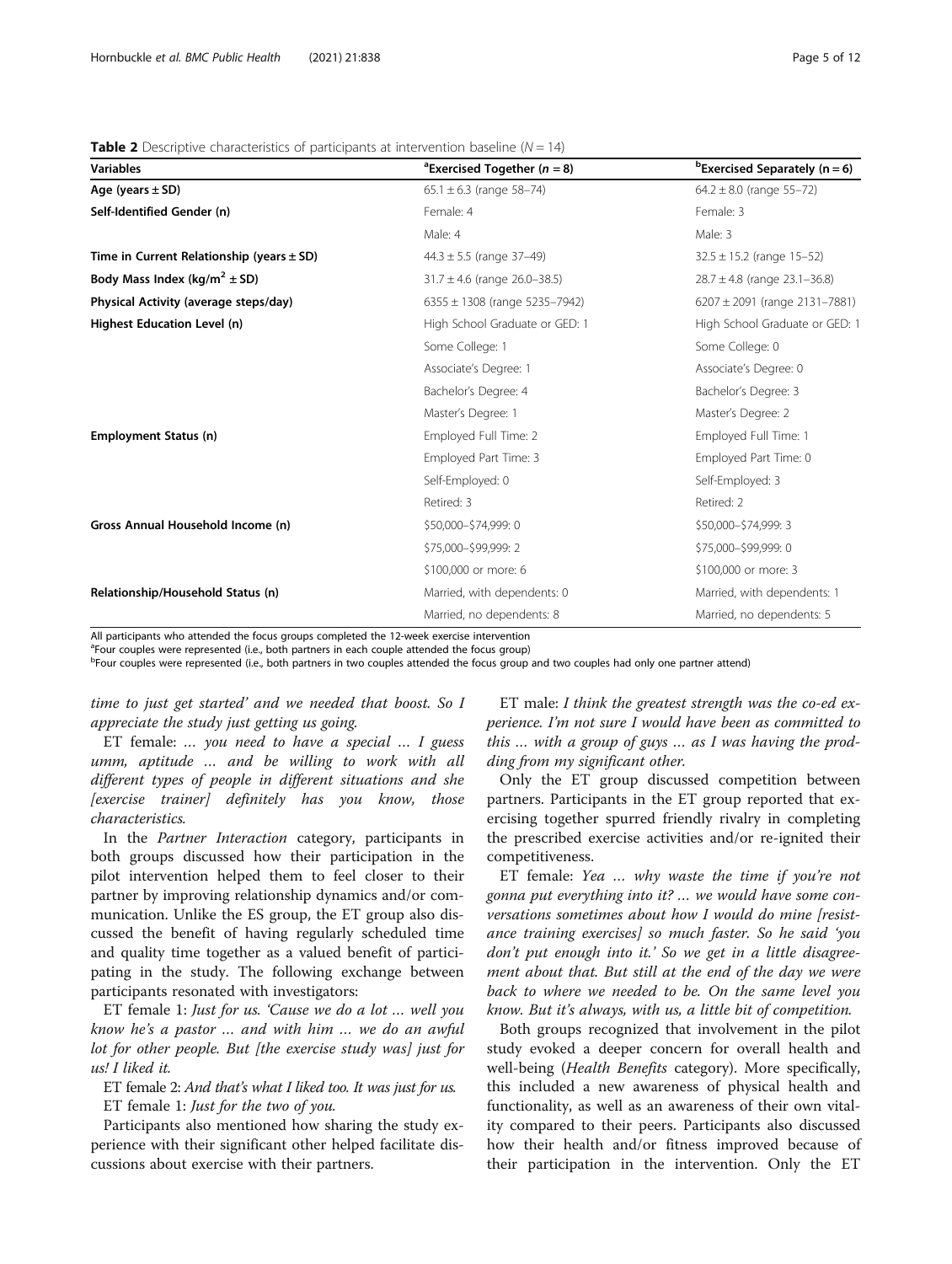**Table 2** Descriptive characteristics of participants at intervention baseline ($N = 14$)

| Variables | [a]Exercised Together ($n = 8$) | [b]Exercised Separately ($n = 6$) |
|---|---|---|
| **Age (years ± SD)** | 65.1 ± 6.3 (range 58–74) | 64.2 ± 8.0 (range 55–72) |
| **Self-Identified Gender (n)** | Female: 4 | Female: 3 |
| | Male: 4 | Male: 3 |
| **Time in Current Relationship (years ± SD)** | 44.3 ± 5.5 (range 37–49) | 32.5 ± 15.2 (range 15–52) |
| **Body Mass Index (kg/m$^2$ ± SD)** | 31.7 ± 4.6 (range 26.0–38.5) | 28.7 ± 4.8 (range 23.1–36.8) |
| **Physical Activity (average steps/day)** | 6355 ± 1308 (range 5235–7942) | 6207 ± 2091 (range 2131–7881) |
| **Highest Education Level (n)** | High School Graduate or GED: 1 | High School Graduate or GED: 1 |
| | Some College: 1 | Some College: 0 |
| | Associate's Degree: 1 | Associate's Degree: 0 |
| | Bachelor's Degree: 4 | Bachelor's Degree: 3 |
| | Master's Degree: 1 | Master's Degree: 2 |
| **Employment Status (n)** | Employed Full Time: 2 | Employed Full Time: 1 |
| | Employed Part Time: 3 | Employed Part Time: 0 |
| | Self-Employed: 0 | Self-Employed: 3 |
| | Retired: 3 | Retired: 2 |
| **Gross Annual Household Income (n)** | \$50,000–\$74,999: 0 | \$50,000–\$74,999: 3 |
| | \$75,000–\$99,999: 2 | \$75,000–\$99,999: 0 |
| | \$100,000 or more: 6 | \$100,000 or more: 3 |
| **Relationship/Household Status (n)** | Married, with dependents: 0 | Married, with dependents: 1 |
| | Married, no dependents: 8 | Married, no dependents: 5 |

All participants who attended the focus groups completed the 12-week exercise intervention

[a]Four couples were represented (i.e., both partners in each couple attended the focus group)

[b]Four couples were represented (i.e., both partners in two couples attended the focus group and two couples had only one partner attend)

*time to just get started' and we needed that boost. So I appreciate the study just getting us going.*

ET female: *... you need to have a special ... I guess umm, aptitude ... and be willing to work with all different types of people in different situations and she [exercise trainer] definitely has you know, those characteristics.*

In the *Partner Interaction* category, participants in both groups discussed how their participation in the pilot intervention helped them to feel closer to their partner by improving relationship dynamics and/or communication. Unlike the ES group, the ET group also discussed the benefit of having regularly scheduled time and quality time together as a valued benefit of participating in the study. The following exchange between participants resonated with investigators:

ET female 1: *Just for us. 'Cause we do a lot ... well you know he's a pastor ... and with him ... we do an awful lot for other people. But [the exercise study was] just for us! I liked it.*

ET female 2: *And that's what I liked too. It was just for us.*

ET female 1: *Just for the two of you.*

Participants also mentioned how sharing the study experience with their significant other helped facilitate discussions about exercise with their partners.

ET male: *I think the greatest strength was the co-ed experience. I'm not sure I would have been as committed to this ... with a group of guys ... as I was having the prodding from my significant other.*

Only the ET group discussed competition between partners. Participants in the ET group reported that exercising together spurred friendly rivalry in completing the prescribed exercise activities and/or re-ignited their competitiveness.

ET female: *Yea ... why waste the time if you're not gonna put everything into it? ... we would have some conversations sometimes about how I would do mine [resistance training exercises] so much faster. So he said 'you don't put enough into it.' So we get in a little disagreement about that. But still at the end of the day we were back to where we needed to be. On the same level you know. But it's always, with us, a little bit of competition.*

Both groups recognized that involvement in the pilot study evoked a deeper concern for overall health and well-being (*Health Benefits* category). More specifically, this included a new awareness of physical health and functionality, as well as an awareness of their own vitality compared to their peers. Participants also discussed how their health and/or fitness improved because of their participation in the intervention. Only the ET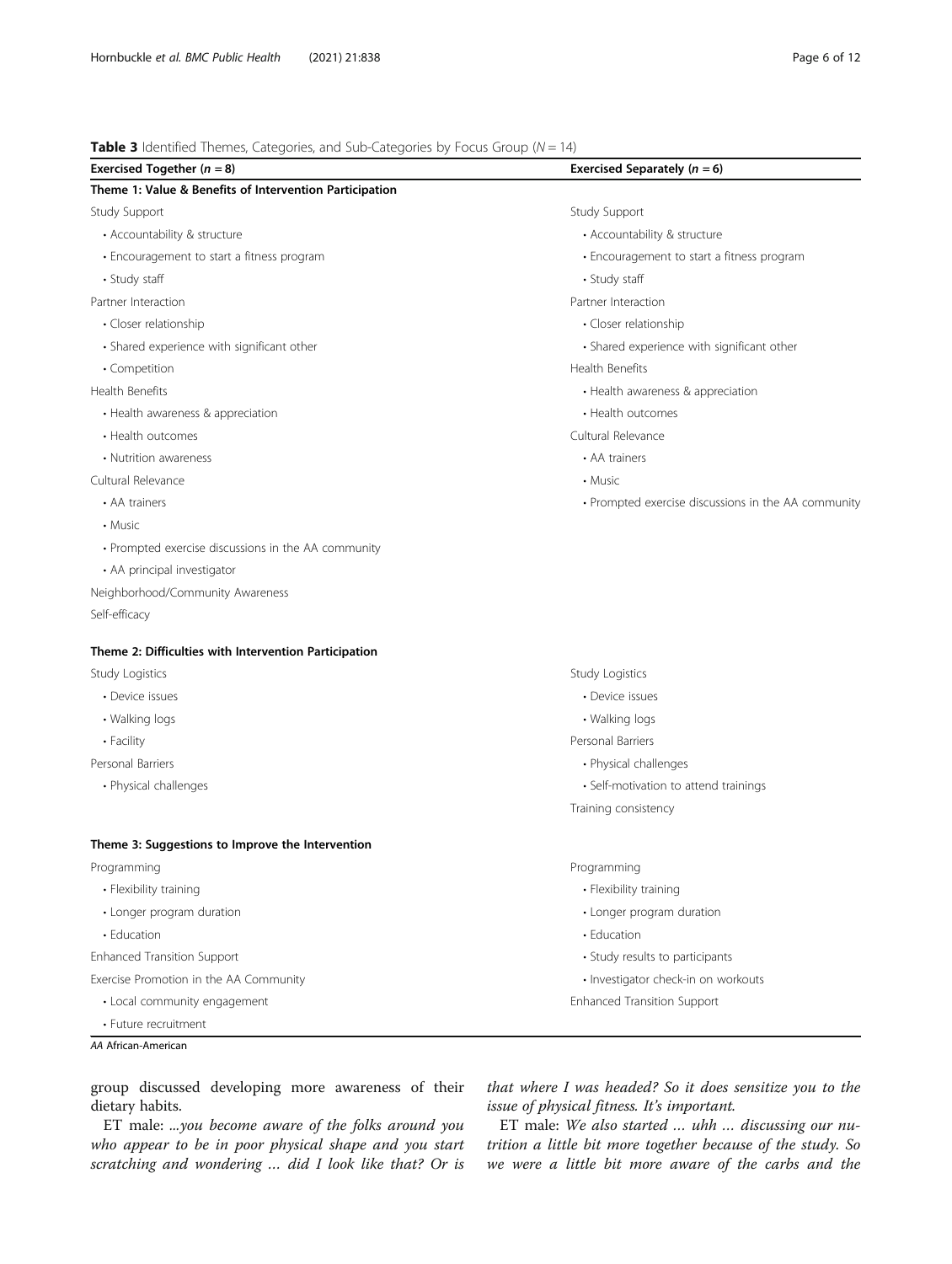**Table 3** Identified Themes, Categories, and Sub-Categories by Focus Group ($N = 14$)

| Exercised Together ($n = 8$) | Exercised Separately ($n = 6$) |
|---|---|
| **Theme 1: Value & Benefits of Intervention Participation** | |
| Study Support | Study Support |
| • Accountability & structure | • Accountability & structure |
| • Encouragement to start a fitness program | • Encouragement to start a fitness program |
| • Study staff | • Study staff |
| Partner Interaction | Partner Interaction |
| • Closer relationship | • Closer relationship |
| • Shared experience with significant other | • Shared experience with significant other |
| • Competition | Health Benefits |
| Health Benefits | • Health awareness & appreciation |
| • Health awareness & appreciation | • Health outcomes |
| • Health outcomes | Cultural Relevance |
| • Nutrition awareness | • AA trainers |
| Cultural Relevance | • Music |
| • AA trainers | • Prompted exercise discussions in the AA community |
| • Music | |
| • Prompted exercise discussions in the AA community | |
| • AA principal investigator | |
| Neighborhood/Community Awareness | |
| Self-efficacy | |
| **Theme 2: Difficulties with Intervention Participation** | |
| Study Logistics | Study Logistics |
| • Device issues | • Device issues |
| • Walking logs | • Walking logs |
| • Facility | Personal Barriers |
| Personal Barriers | • Physical challenges |
| • Physical challenges | • Self-motivation to attend trainings |
| | Training consistency |
| **Theme 3: Suggestions to Improve the Intervention** | |
| Programming | Programming |
| • Flexibility training | • Flexibility training |
| • Longer program duration | • Longer program duration |
| • Education | • Education |
| Enhanced Transition Support | • Study results to participants |
| Exercise Promotion in the AA Community | • Investigator check-in on workouts |
| • Local community engagement | Enhanced Transition Support |
| • Future recruitment | |

*AA* African-American

group discussed developing more awareness of their dietary habits.

ET male: *...you become aware of the folks around you who appear to be in poor physical shape and you start scratching and wondering … did I look like that? Or is that where I was headed? So it does sensitize you to the issue of physical fitness. It's important.*

ET male: *We also started … uhh … discussing our nutrition a little bit more together because of the study. So we were a little bit more aware of the carbs and the*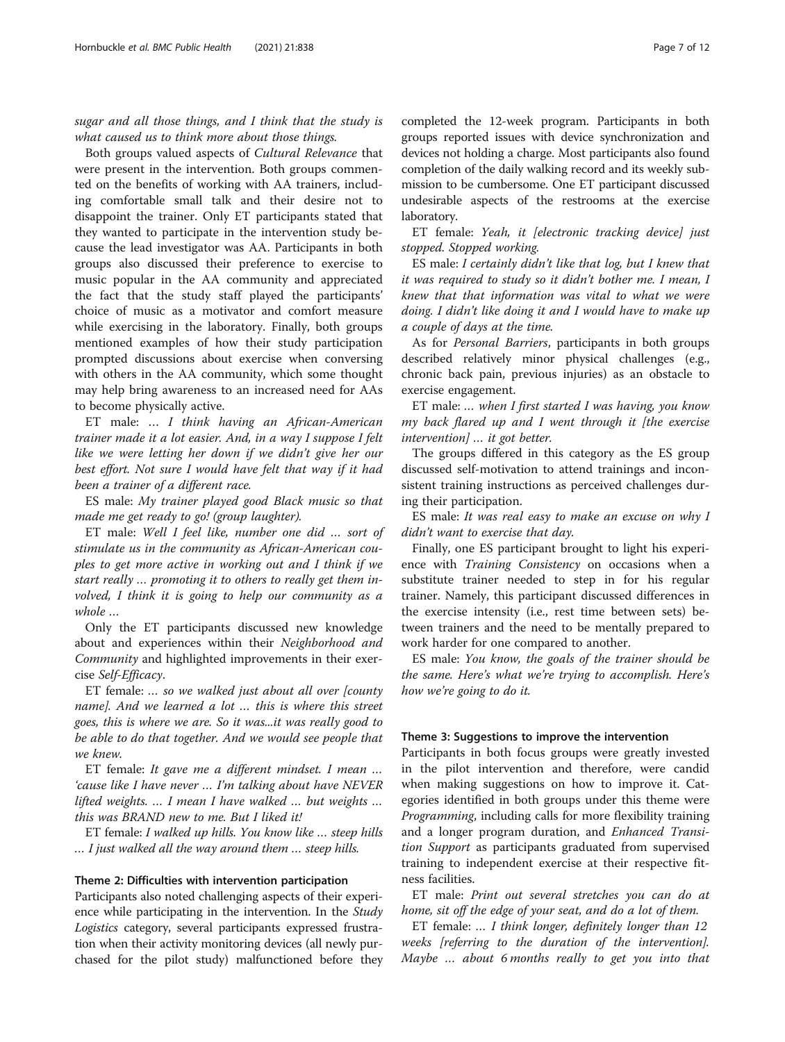*sugar and all those things, and I think that the study is what caused us to think more about those things.*

Both groups valued aspects of *Cultural Relevance* that were present in the intervention. Both groups commented on the benefits of working with AA trainers, including comfortable small talk and their desire not to disappoint the trainer. Only ET participants stated that they wanted to participate in the intervention study because the lead investigator was AA. Participants in both groups also discussed their preference to exercise to music popular in the AA community and appreciated the fact that the study staff played the participants' choice of music as a motivator and comfort measure while exercising in the laboratory. Finally, both groups mentioned examples of how their study participation prompted discussions about exercise when conversing with others in the AA community, which some thought may help bring awareness to an increased need for AAs to become physically active.

ET male: *… I think having an African-American trainer made it a lot easier. And, in a way I suppose I felt like we were letting her down if we didn't give her our best effort. Not sure I would have felt that way if it had been a trainer of a different race.*

ES male: *My trainer played good Black music so that made me get ready to go! (group laughter).*

ET male: *Well I feel like, number one did … sort of stimulate us in the community as African-American couples to get more active in working out and I think if we start really … promoting it to others to really get them involved, I think it is going to help our community as a whole …*

Only the ET participants discussed new knowledge about and experiences within their *Neighborhood and Community* and highlighted improvements in their exercise *Self-Efficacy*.

ET female: *… so we walked just about all over [county name]. And we learned a lot … this is where this street goes, this is where we are. So it was...it was really good to be able to do that together. And we would see people that we knew.*

ET female: *It gave me a different mindset. I mean … 'cause like I have never … I'm talking about have NEVER lifted weights. … I mean I have walked … but weights … this was BRAND new to me. But I liked it!*

ET female: *I walked up hills. You know like … steep hills … I just walked all the way around them … steep hills.*

### Theme 2: Difficulties with intervention participation

Participants also noted challenging aspects of their experience while participating in the intervention. In the *Study Logistics* category, several participants expressed frustration when their activity monitoring devices (all newly purchased for the pilot study) malfunctioned before they completed the 12-week program. Participants in both groups reported issues with device synchronization and devices not holding a charge. Most participants also found completion of the daily walking record and its weekly submission to be cumbersome. One ET participant discussed undesirable aspects of the restrooms at the exercise laboratory.

ET female: *Yeah, it [electronic tracking device] just stopped. Stopped working.*

ES male: *I certainly didn't like that log, but I knew that it was required to study so it didn't bother me. I mean, I knew that that information was vital to what we were doing. I didn't like doing it and I would have to make up a couple of days at the time.*

As for *Personal Barriers*, participants in both groups described relatively minor physical challenges (e.g., chronic back pain, previous injuries) as an obstacle to exercise engagement.

ET male: *… when I first started I was having, you know my back flared up and I went through it [the exercise intervention] … it got better.*

The groups differed in this category as the ES group discussed self-motivation to attend trainings and inconsistent training instructions as perceived challenges during their participation.

ES male: *It was real easy to make an excuse on why I didn't want to exercise that day.*

Finally, one ES participant brought to light his experience with *Training Consistency* on occasions when a substitute trainer needed to step in for his regular trainer. Namely, this participant discussed differences in the exercise intensity (i.e., rest time between sets) between trainers and the need to be mentally prepared to work harder for one compared to another.

ES male: *You know, the goals of the trainer should be the same. Here's what we're trying to accomplish. Here's how we're going to do it.*

### Theme 3: Suggestions to improve the intervention

Participants in both focus groups were greatly invested in the pilot intervention and therefore, were candid when making suggestions on how to improve it. Categories identified in both groups under this theme were *Programming*, including calls for more flexibility training and a longer program duration, and *Enhanced Transition Support* as participants graduated from supervised training to independent exercise at their respective fitness facilities.

ET male: *Print out several stretches you can do at home, sit off the edge of your seat, and do a lot of them.*

ET female: *… I think longer, definitely longer than 12 weeks [referring to the duration of the intervention]. Maybe … about 6 months really to get you into that*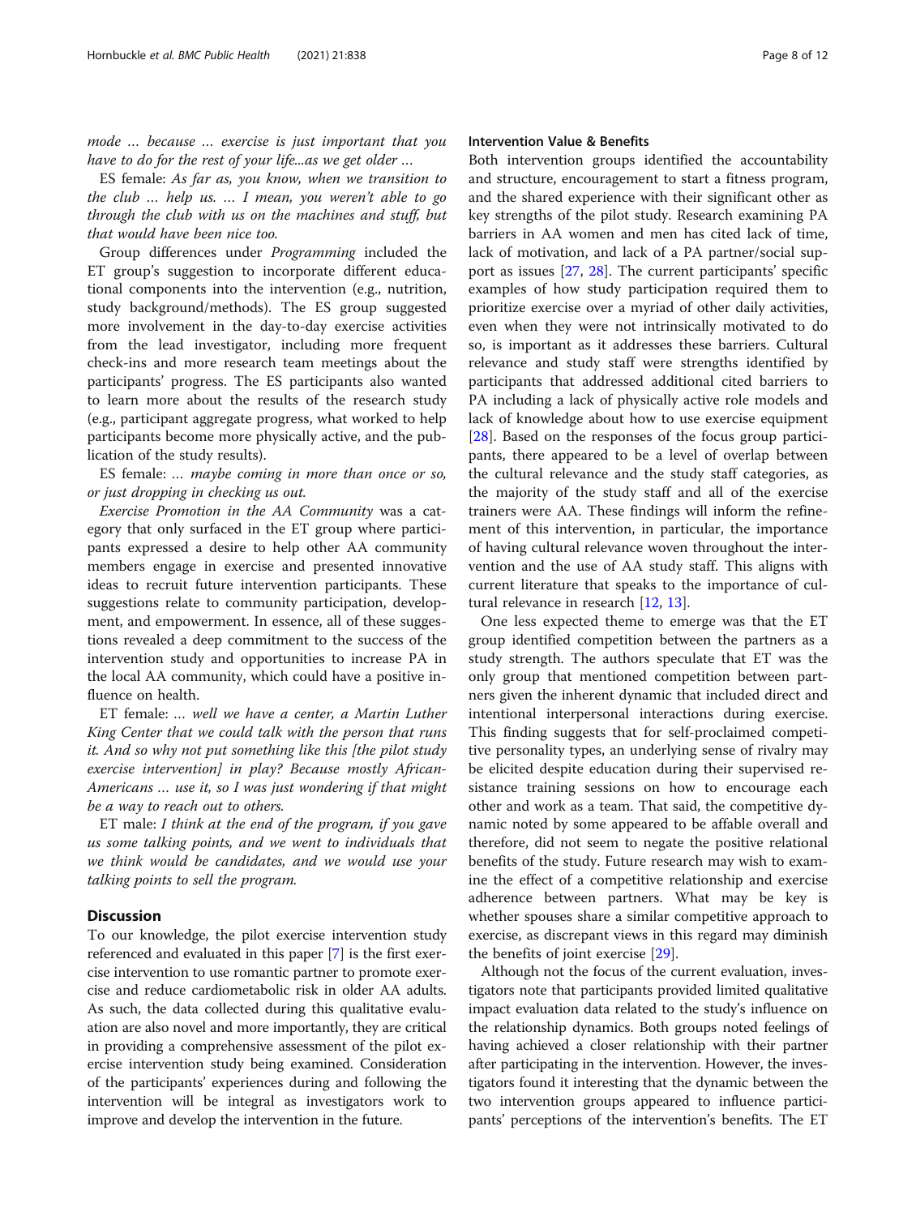*mode … because … exercise is just important that you have to do for the rest of your life...as we get older …*

ES female: *As far as, you know, when we transition to the club … help us. … I mean, you weren't able to go through the club with us on the machines and stuff, but that would have been nice too.*

Group differences under *Programming* included the ET group's suggestion to incorporate different educational components into the intervention (e.g., nutrition, study background/methods). The ES group suggested more involvement in the day-to-day exercise activities from the lead investigator, including more frequent check-ins and more research team meetings about the participants' progress. The ES participants also wanted to learn more about the results of the research study (e.g., participant aggregate progress, what worked to help participants become more physically active, and the publication of the study results).

ES female: *… maybe coming in more than once or so, or just dropping in checking us out.*

*Exercise Promotion in the AA Community* was a category that only surfaced in the ET group where participants expressed a desire to help other AA community members engage in exercise and presented innovative ideas to recruit future intervention participants. These suggestions relate to community participation, development, and empowerment. In essence, all of these suggestions revealed a deep commitment to the success of the intervention study and opportunities to increase PA in the local AA community, which could have a positive influence on health.

ET female: *… well we have a center, a Martin Luther King Center that we could talk with the person that runs it. And so why not put something like this [the pilot study exercise intervention] in play? Because mostly African-Americans … use it, so I was just wondering if that might be a way to reach out to others.*

ET male: *I think at the end of the program, if you gave us some talking points, and we went to individuals that we think would be candidates, and we would use your talking points to sell the program.*

## Discussion

To our knowledge, the pilot exercise intervention study referenced and evaluated in this paper [7] is the first exercise intervention to use romantic partner to promote exercise and reduce cardiometabolic risk in older AA adults. As such, the data collected during this qualitative evaluation are also novel and more importantly, they are critical in providing a comprehensive assessment of the pilot exercise intervention study being examined. Consideration of the participants' experiences during and following the intervention will be integral as investigators work to improve and develop the intervention in the future.

### Intervention Value & Benefits

Both intervention groups identified the accountability and structure, encouragement to start a fitness program, and the shared experience with their significant other as key strengths of the pilot study. Research examining PA barriers in AA women and men has cited lack of time, lack of motivation, and lack of a PA partner/social support as issues [27, 28]. The current participants' specific examples of how study participation required them to prioritize exercise over a myriad of other daily activities, even when they were not intrinsically motivated to do so, is important as it addresses these barriers. Cultural relevance and study staff were strengths identified by participants that addressed additional cited barriers to PA including a lack of physically active role models and lack of knowledge about how to use exercise equipment [28]. Based on the responses of the focus group participants, there appeared to be a level of overlap between the cultural relevance and the study staff categories, as the majority of the study staff and all of the exercise trainers were AA. These findings will inform the refinement of this intervention, in particular, the importance of having cultural relevance woven throughout the intervention and the use of AA study staff. This aligns with current literature that speaks to the importance of cultural relevance in research [12, 13].

One less expected theme to emerge was that the ET group identified competition between the partners as a study strength. The authors speculate that ET was the only group that mentioned competition between partners given the inherent dynamic that included direct and intentional interpersonal interactions during exercise. This finding suggests that for self-proclaimed competitive personality types, an underlying sense of rivalry may be elicited despite education during their supervised resistance training sessions on how to encourage each other and work as a team. That said, the competitive dynamic noted by some appeared to be affable overall and therefore, did not seem to negate the positive relational benefits of the study. Future research may wish to examine the effect of a competitive relationship and exercise adherence between partners. What may be key is whether spouses share a similar competitive approach to exercise, as discrepant views in this regard may diminish the benefits of joint exercise [29].

Although not the focus of the current evaluation, investigators note that participants provided limited qualitative impact evaluation data related to the study's influence on the relationship dynamics. Both groups noted feelings of having achieved a closer relationship with their partner after participating in the intervention. However, the investigators found it interesting that the dynamic between the two intervention groups appeared to influence participants' perceptions of the intervention's benefits. The ET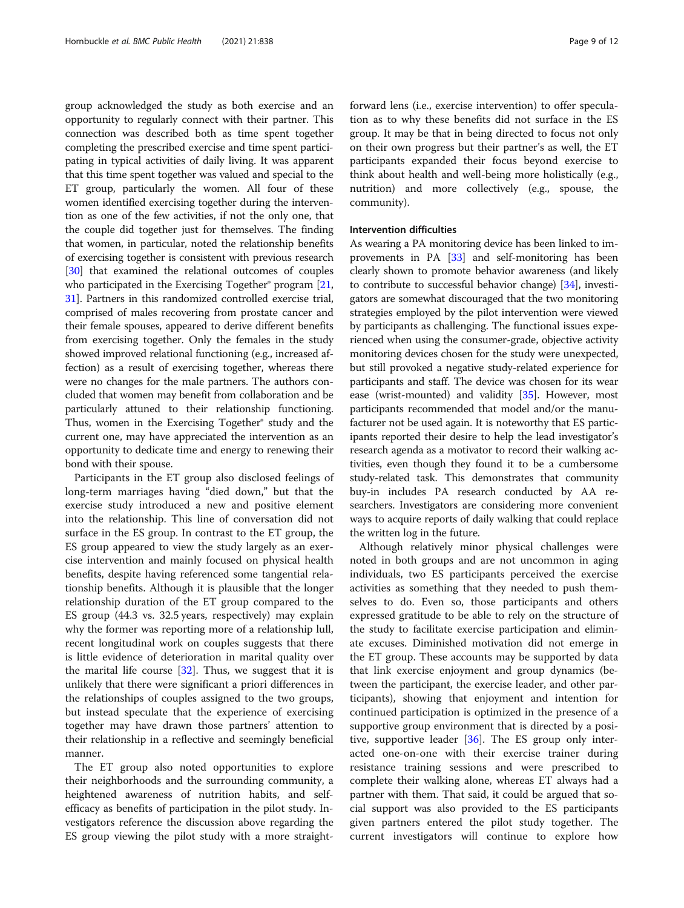group acknowledged the study as both exercise and an opportunity to regularly connect with their partner. This connection was described both as time spent together completing the prescribed exercise and time spent participating in typical activities of daily living. It was apparent that this time spent together was valued and special to the ET group, particularly the women. All four of these women identified exercising together during the intervention as one of the few activities, if not the only one, that the couple did together just for themselves. The finding that women, in particular, noted the relationship benefits of exercising together is consistent with previous research [30] that examined the relational outcomes of couples who participated in the Exercising Together® program [21, 31]. Partners in this randomized controlled exercise trial, comprised of males recovering from prostate cancer and their female spouses, appeared to derive different benefits from exercising together. Only the females in the study showed improved relational functioning (e.g., increased affection) as a result of exercising together, whereas there were no changes for the male partners. The authors concluded that women may benefit from collaboration and be particularly attuned to their relationship functioning. Thus, women in the Exercising Together® study and the current one, may have appreciated the intervention as an opportunity to dedicate time and energy to renewing their bond with their spouse.

Participants in the ET group also disclosed feelings of long-term marriages having "died down," but that the exercise study introduced a new and positive element into the relationship. This line of conversation did not surface in the ES group. In contrast to the ET group, the ES group appeared to view the study largely as an exercise intervention and mainly focused on physical health benefits, despite having referenced some tangential relationship benefits. Although it is plausible that the longer relationship duration of the ET group compared to the ES group (44.3 vs. 32.5 years, respectively) may explain why the former was reporting more of a relationship lull, recent longitudinal work on couples suggests that there is little evidence of deterioration in marital quality over the marital life course [32]. Thus, we suggest that it is unlikely that there were significant a priori differences in the relationships of couples assigned to the two groups, but instead speculate that the experience of exercising together may have drawn those partners' attention to their relationship in a reflective and seemingly beneficial manner.

The ET group also noted opportunities to explore their neighborhoods and the surrounding community, a heightened awareness of nutrition habits, and self-efficacy as benefits of participation in the pilot study. Investigators reference the discussion above regarding the ES group viewing the pilot study with a more straightforward lens (i.e., exercise intervention) to offer speculation as to why these benefits did not surface in the ES group. It may be that in being directed to focus not only on their own progress but their partner's as well, the ET participants expanded their focus beyond exercise to think about health and well-being more holistically (e.g., nutrition) and more collectively (e.g., spouse, the community).

### Intervention difficulties

As wearing a PA monitoring device has been linked to improvements in PA [33] and self-monitoring has been clearly shown to promote behavior awareness (and likely to contribute to successful behavior change) [34], investigators are somewhat discouraged that the two monitoring strategies employed by the pilot intervention were viewed by participants as challenging. The functional issues experienced when using the consumer-grade, objective activity monitoring devices chosen for the study were unexpected, but still provoked a negative study-related experience for participants and staff. The device was chosen for its wear ease (wrist-mounted) and validity [35]. However, most participants recommended that model and/or the manufacturer not be used again. It is noteworthy that ES participants reported their desire to help the lead investigator's research agenda as a motivator to record their walking activities, even though they found it to be a cumbersome study-related task. This demonstrates that community buy-in includes PA research conducted by AA researchers. Investigators are considering more convenient ways to acquire reports of daily walking that could replace the written log in the future.

Although relatively minor physical challenges were noted in both groups and are not uncommon in aging individuals, two ES participants perceived the exercise activities as something that they needed to push themselves to do. Even so, those participants and others expressed gratitude to be able to rely on the structure of the study to facilitate exercise participation and eliminate excuses. Diminished motivation did not emerge in the ET group. These accounts may be supported by data that link exercise enjoyment and group dynamics (between the participant, the exercise leader, and other participants), showing that enjoyment and intention for continued participation is optimized in the presence of a supportive group environment that is directed by a positive, supportive leader [36]. The ES group only interacted one-on-one with their exercise trainer during resistance training sessions and were prescribed to complete their walking alone, whereas ET always had a partner with them. That said, it could be argued that social support was also provided to the ES participants given partners entered the pilot study together. The current investigators will continue to explore how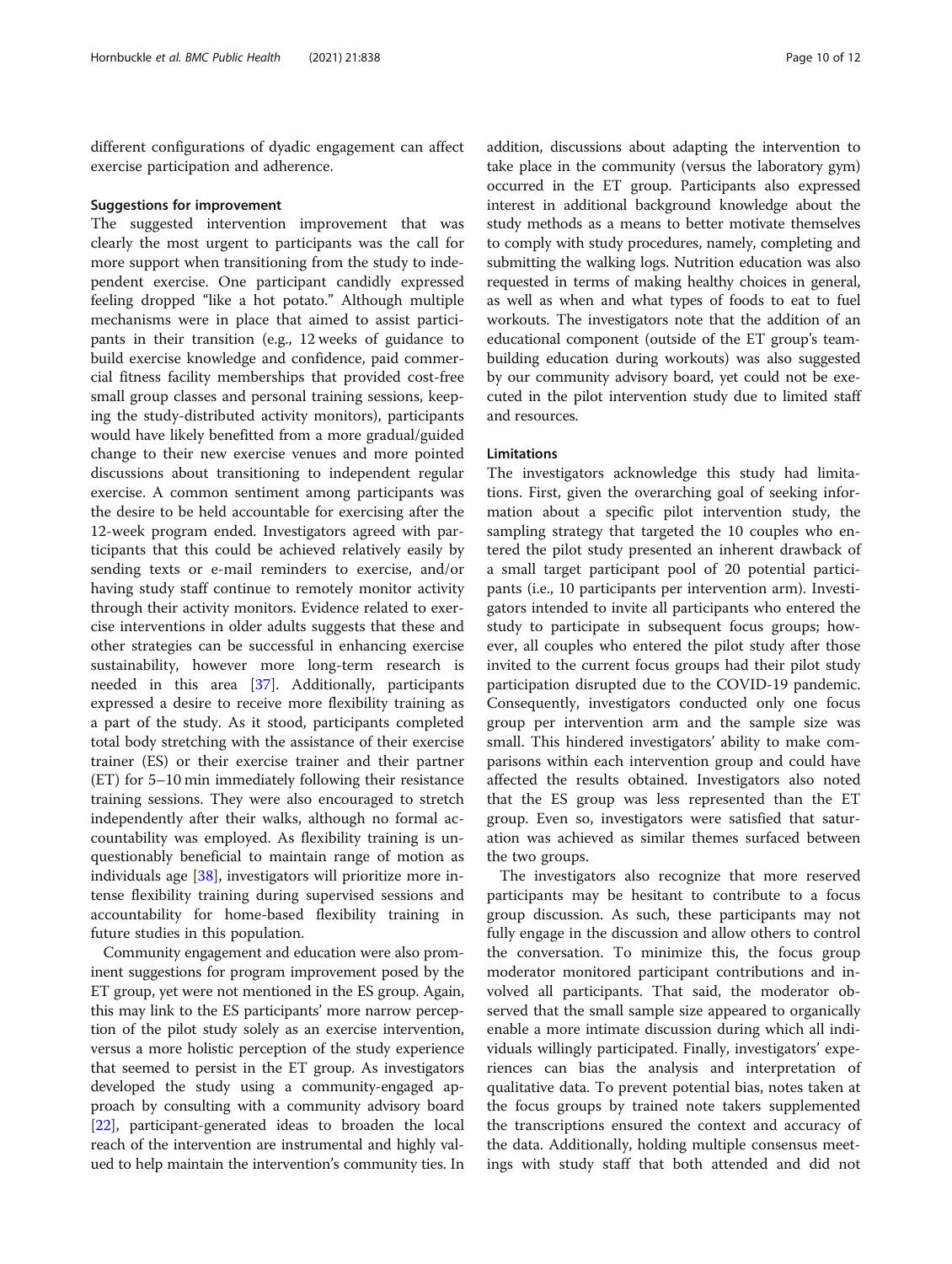different configurations of dyadic engagement can affect exercise participation and adherence.

### Suggestions for improvement

The suggested intervention improvement that was clearly the most urgent to participants was the call for more support when transitioning from the study to independent exercise. One participant candidly expressed feeling dropped "like a hot potato." Although multiple mechanisms were in place that aimed to assist participants in their transition (e.g., 12 weeks of guidance to build exercise knowledge and confidence, paid commercial fitness facility memberships that provided cost-free small group classes and personal training sessions, keeping the study-distributed activity monitors), participants would have likely benefitted from a more gradual/guided change to their new exercise venues and more pointed discussions about transitioning to independent regular exercise. A common sentiment among participants was the desire to be held accountable for exercising after the 12-week program ended. Investigators agreed with participants that this could be achieved relatively easily by sending texts or e-mail reminders to exercise, and/or having study staff continue to remotely monitor activity through their activity monitors. Evidence related to exercise interventions in older adults suggests that these and other strategies can be successful in enhancing exercise sustainability, however more long-term research is needed in this area [37]. Additionally, participants expressed a desire to receive more flexibility training as a part of the study. As it stood, participants completed total body stretching with the assistance of their exercise trainer (ES) or their exercise trainer and their partner (ET) for 5–10 min immediately following their resistance training sessions. They were also encouraged to stretch independently after their walks, although no formal accountability was employed. As flexibility training is unquestionably beneficial to maintain range of motion as individuals age [38], investigators will prioritize more intense flexibility training during supervised sessions and accountability for home-based flexibility training in future studies in this population.

Community engagement and education were also prominent suggestions for program improvement posed by the ET group, yet were not mentioned in the ES group. Again, this may link to the ES participants' more narrow perception of the pilot study solely as an exercise intervention, versus a more holistic perception of the study experience that seemed to persist in the ET group. As investigators developed the study using a community-engaged approach by consulting with a community advisory board [22], participant-generated ideas to broaden the local reach of the intervention are instrumental and highly valued to help maintain the intervention's community ties. In addition, discussions about adapting the intervention to take place in the community (versus the laboratory gym) occurred in the ET group. Participants also expressed interest in additional background knowledge about the study methods as a means to better motivate themselves to comply with study procedures, namely, completing and submitting the walking logs. Nutrition education was also requested in terms of making healthy choices in general, as well as when and what types of foods to eat to fuel workouts. The investigators note that the addition of an educational component (outside of the ET group's team-building education during workouts) was also suggested by our community advisory board, yet could not be executed in the pilot intervention study due to limited staff and resources.

### Limitations

The investigators acknowledge this study had limitations. First, given the overarching goal of seeking information about a specific pilot intervention study, the sampling strategy that targeted the 10 couples who entered the pilot study presented an inherent drawback of a small target participant pool of 20 potential participants (i.e., 10 participants per intervention arm). Investigators intended to invite all participants who entered the study to participate in subsequent focus groups; however, all couples who entered the pilot study after those invited to the current focus groups had their pilot study participation disrupted due to the COVID-19 pandemic. Consequently, investigators conducted only one focus group per intervention arm and the sample size was small. This hindered investigators' ability to make comparisons within each intervention group and could have affected the results obtained. Investigators also noted that the ES group was less represented than the ET group. Even so, investigators were satisfied that saturation was achieved as similar themes surfaced between the two groups.

The investigators also recognize that more reserved participants may be hesitant to contribute to a focus group discussion. As such, these participants may not fully engage in the discussion and allow others to control the conversation. To minimize this, the focus group moderator monitored participant contributions and involved all participants. That said, the moderator observed that the small sample size appeared to organically enable a more intimate discussion during which all individuals willingly participated. Finally, investigators' experiences can bias the analysis and interpretation of qualitative data. To prevent potential bias, notes taken at the focus groups by trained note takers supplemented the transcriptions ensured the context and accuracy of the data. Additionally, holding multiple consensus meetings with study staff that both attended and did not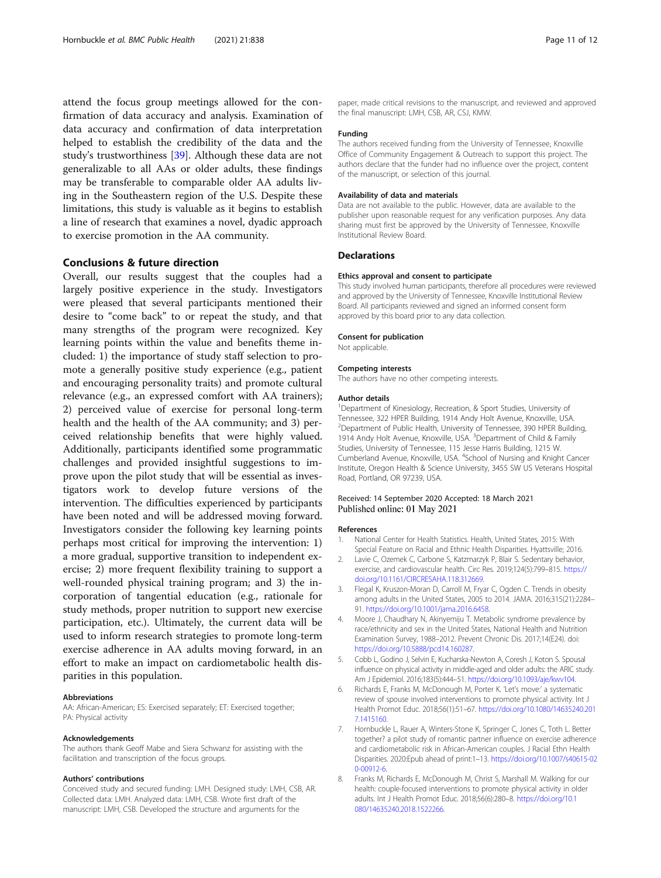attend the focus group meetings allowed for the confirmation of data accuracy and analysis. Examination of data accuracy and confirmation of data interpretation helped to establish the credibility of the data and the study's trustworthiness [39]. Although these data are not generalizable to all AAs or older adults, these findings may be transferable to comparable older AA adults living in the Southeastern region of the U.S. Despite these limitations, this study is valuable as it begins to establish a line of research that examines a novel, dyadic approach to exercise promotion in the AA community.

## Conclusions & future direction

Overall, our results suggest that the couples had a largely positive experience in the study. Investigators were pleased that several participants mentioned their desire to "come back" to or repeat the study, and that many strengths of the program were recognized. Key learning points within the value and benefits theme included: 1) the importance of study staff selection to promote a generally positive study experience (e.g., patient and encouraging personality traits) and promote cultural relevance (e.g., an expressed comfort with AA trainers); 2) perceived value of exercise for personal long-term health and the health of the AA community; and 3) perceived relationship benefits that were highly valued. Additionally, participants identified some programmatic challenges and provided insightful suggestions to improve upon the pilot study that will be essential as investigators work to develop future versions of the intervention. The difficulties experienced by participants have been noted and will be addressed moving forward. Investigators consider the following key learning points perhaps most critical for improving the intervention: 1) a more gradual, supportive transition to independent exercise; 2) more frequent flexibility training to support a well-rounded physical training program; and 3) the incorporation of tangential education (e.g., rationale for study methods, proper nutrition to support new exercise participation, etc.). Ultimately, the current data will be used to inform research strategies to promote long-term exercise adherence in AA adults moving forward, in an effort to make an impact on cardiometabolic health disparities in this population.

### Abbreviations

AA: African-American; ES: Exercised separately; ET: Exercised together; PA: Physical activity

### Acknowledgements

The authors thank Geoff Mabe and Siera Schwanz for assisting with the facilitation and transcription of the focus groups.

### Authors' contributions

Conceived study and secured funding: LMH. Designed study: LMH, CSB, AR. Collected data: LMH. Analyzed data: LMH, CSB. Wrote first draft of the manuscript: LMH, CSB. Developed the structure and arguments for the paper, made critical revisions to the manuscript, and reviewed and approved the final manuscript: LMH, CSB, AR, CSJ, KMW.

### Funding

The authors received funding from the University of Tennessee, Knoxville Office of Community Engagement & Outreach to support this project. The authors declare that the funder had no influence over the project, content of the manuscript, or selection of this journal.

### Availability of data and materials

Data are not available to the public. However, data are available to the publisher upon reasonable request for any verification purposes. Any data sharing must first be approved by the University of Tennessee, Knoxville Institutional Review Board.

## Declarations

### Ethics approval and consent to participate

This study involved human participants, therefore all procedures were reviewed and approved by the University of Tennessee, Knoxville Institutional Review Board. All participants reviewed and signed an informed consent form approved by this board prior to any data collection.

### Consent for publication

Not applicable.

### Competing interests

The authors have no other competing interests.

### Author details

[1]Department of Kinesiology, Recreation, & Sport Studies, University of Tennessee, 322 HPER Building, 1914 Andy Holt Avenue, Knoxville, USA. [2]Department of Public Health, University of Tennessee, 390 HPER Building, 1914 Andy Holt Avenue, Knoxville, USA. [3]Department of Child & Family Studies, University of Tennessee, 115 Jesse Harris Building, 1215 W. Cumberland Avenue, Knoxville, USA. [4]School of Nursing and Knight Cancer Institute, Oregon Health & Science University, 3455 SW US Veterans Hospital Road, Portland, OR 97239, USA.

Received: 14 September 2020 Accepted: 18 March 2021
Published online: 01 May 2021

### References

1. National Center for Health Statistics. Health, United States, 2015: With Special Feature on Racial and Ethnic Health Disparities. Hyattsville; 2016.
2. Lavie C, Ozemek C, Carbone S, Katzmarzyk P, Blair S. Sedentary behavior, exercise, and cardiovascular health. Circ Res. 2019;124(5):799–815. https://doi.org/10.1161/CIRCRESAHA.118.312669.
3. Flegal K, Kruszon-Moran D, Carroll M, Fryar C, Ogden C. Trends in obesity among adults in the United States, 2005 to 2014. JAMA. 2016;315(21):2284–91. https://doi.org/10.1001/jama.2016.6458.
4. Moore J, Chaudhary N, Akinyemiju T. Metabolic syndrome prevalence by race/ethnicity and sex in the United States, National Health and Nutrition Examination Survey, 1988–2012. Prevent Chronic Dis. 2017;14(E24). doi: https://doi.org/10.5888/pcd14.160287.
5. Cobb L, Godino J, Selvin E, Kucharska-Newton A, Coresh J, Koton S. Spousal influence on physical activity in middle-aged and older adults: the ARIC study. Am J Epidemiol. 2016;183(5):444–51. https://doi.org/10.1093/aje/kwv104.
6. Richards E, Franks M, McDonough M, Porter K. 'Let's move:' a systematic review of spouse involved interventions to promote physical activity. Int J Health Promot Educ. 2018;56(1):51–67. https://doi.org/10.1080/14635240.2017.1415160.
7. Hornbuckle L, Rauer A, Winters-Stone K, Springer C, Jones C, Toth L. Better together? a pilot study of romantic partner influence on exercise adherence and cardiometabolic risk in African-American couples. J Racial Ethn Health Disparities. 2020:Epub ahead of print:1–13. https://doi.org/10.1007/s40615-020-00912-6.
8. Franks M, Richards E, McDonough M, Christ S, Marshall M. Walking for our health: couple-focused interventions to promote physical activity in older adults. Int J Health Promot Educ. 2018;56(6):280–8. https://doi.org/10.1080/14635240.2018.1522266.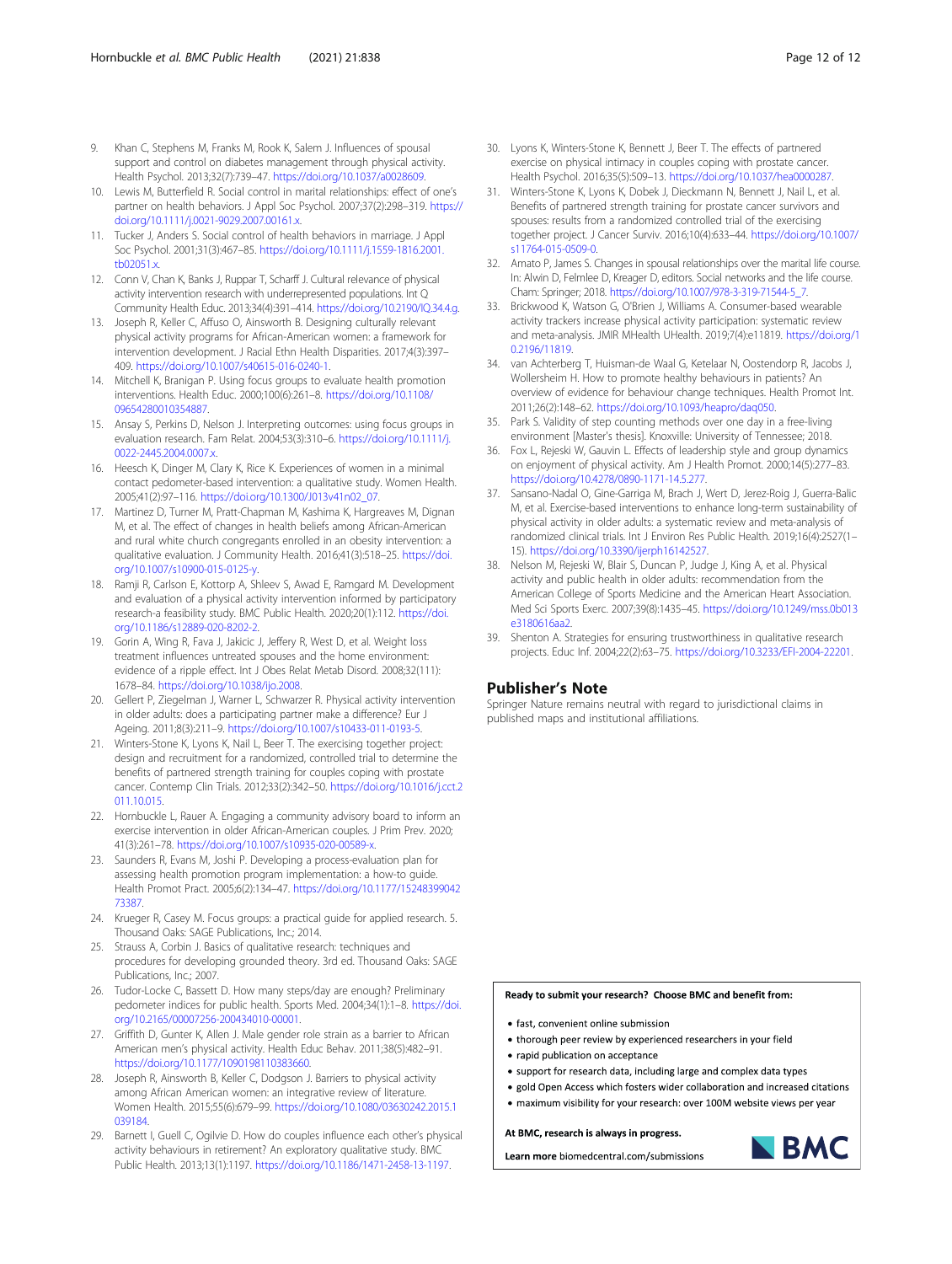9. Khan C, Stephens M, Franks M, Rook K, Salem J. Influences of spousal support and control on diabetes management through physical activity. Health Psychol. 2013;32(7):739–47. https://doi.org/10.1037/a0028609.
10. Lewis M, Butterfield R. Social control in marital relationships: effect of one's partner on health behaviors. J Appl Soc Psychol. 2007;37(2):298–319. https://doi.org/10.1111/j.0021-9029.2007.00161.x.
11. Tucker J, Anders S. Social control of health behaviors in marriage. J Appl Soc Psychol. 2001;31(3):467–85. https://doi.org/10.1111/j.1559-1816.2001.tb02051.x.
12. Conn V, Chan K, Banks J, Ruppar T, Scharff J. Cultural relevance of physical activity intervention research with underrepresented populations. Int Q Community Health Educ. 2013;34(4):391–414. https://doi.org/10.2190/IQ.34.4.g.
13. Joseph R, Keller C, Affuso O, Ainsworth B. Designing culturally relevant physical activity programs for African-American women: a framework for intervention development. J Racial Ethn Health Disparities. 2017;4(3):397–409. https://doi.org/10.1007/s40615-016-0240-1.
14. Mitchell K, Branigan P. Using focus groups to evaluate health promotion interventions. Health Educ. 2000;100(6):261–8. https://doi.org/10.1108/09654280010354887.
15. Ansay S, Perkins D, Nelson J. Interpreting outcomes: using focus groups in evaluation research. Fam Relat. 2004;53(3):310–6. https://doi.org/10.1111/j.0022-2445.2004.0007.x.
16. Heesch K, Dinger M, Clary K, Rice K. Experiences of women in a minimal contact pedometer-based intervention: a qualitative study. Women Health. 2005;41(2):97–116. https://doi.org/10.1300/J013v41n02_07.
17. Martinez D, Turner M, Pratt-Chapman M, Kashima K, Hargreaves M, Dignan M, et al. The effect of changes in health beliefs among African-American and rural white church congregants enrolled in an obesity intervention: a qualitative evaluation. J Community Health. 2016;41(3):518–25. https://doi.org/10.1007/s10900-015-0125-y.
18. Ramji R, Carlson E, Kottorp A, Shleev S, Awad E, Ramgard M. Development and evaluation of a physical activity intervention informed by participatory research-a feasibility study. BMC Public Health. 2020;20(1):112. https://doi.org/10.1186/s12889-020-8202-2.
19. Gorin A, Wing R, Fava J, Jakicic J, Jeffery R, West D, et al. Weight loss treatment influences untreated spouses and the home environment: evidence of a ripple effect. Int J Obes Relat Metab Disord. 2008;32(111):1678–84. https://doi.org/10.1038/ijo.2008.
20. Gellert P, Ziegelman J, Warner L, Schwarzer R. Physical activity intervention in older adults: does a participating partner make a difference? Eur J Ageing. 2011;8(3):211–9. https://doi.org/10.1007/s10433-011-0193-5.
21. Winters-Stone K, Lyons K, Nail L, Beer T. The exercising together project: design and recruitment for a randomized, controlled trial to determine the benefits of partnered strength training for couples coping with prostate cancer. Contemp Clin Trials. 2012;33(2):342–50. https://doi.org/10.1016/j.cct.2011.10.015.
22. Hornbuckle L, Rauer A. Engaging a community advisory board to inform an exercise intervention in older African-American couples. J Prim Prev. 2020;41(3):261–78. https://doi.org/10.1007/s10935-020-00589-x.
23. Saunders R, Evans M, Joshi P. Developing a process-evaluation plan for assessing health promotion program implementation: a how-to guide. Health Promot Pract. 2005;6(2):134–47. https://doi.org/10.1177/1524839904273387.
24. Krueger R, Casey M. Focus groups: a practical guide for applied research. 5. Thousand Oaks: SAGE Publications, Inc.; 2014.
25. Strauss A, Corbin J. Basics of qualitative research: techniques and procedures for developing grounded theory. 3rd ed. Thousand Oaks: SAGE Publications, Inc.; 2007.
26. Tudor-Locke C, Bassett D. How many steps/day are enough? Preliminary pedometer indices for public health. Sports Med. 2004;34(1):1–8. https://doi.org/10.2165/00007256-200434010-00001.
27. Griffith D, Gunter K, Allen J. Male gender role strain as a barrier to African American men's physical activity. Health Educ Behav. 2011;38(5):482–91. https://doi.org/10.1177/1090198110383660.
28. Joseph R, Ainsworth B, Keller C, Dodgson J. Barriers to physical activity among African American women: an integrative review of literature. Women Health. 2015;55(6):679–99. https://doi.org/10.1080/03630242.2015.1039184.
29. Barnett I, Guell C, Ogilvie D. How do couples influence each other's physical activity behaviours in retirement? An exploratory qualitative study. BMC Public Health. 2013;13(1):1197. https://doi.org/10.1186/1471-2458-13-1197.
30. Lyons K, Winters-Stone K, Bennett J, Beer T. The effects of partnered exercise on physical intimacy in couples coping with prostate cancer. Health Psychol. 2016;35(5):509–13. https://doi.org/10.1037/hea0000287.
31. Winters-Stone K, Lyons K, Dobek J, Dieckmann N, Bennett J, Nail L, et al. Benefits of partnered strength training for prostate cancer survivors and spouses: results from a randomized controlled trial of the exercising together project. J Cancer Surviv. 2016;10(4):633–44. https://doi.org/10.1007/s11764-015-0509-0.
32. Amato P, James S. Changes in spousal relationships over the marital life course. In: Alwin D, Felmlee D, Kreager D, editors. Social networks and the life course. Cham: Springer; 2018. https://doi.org/10.1007/978-3-319-71544-5_7.
33. Brickwood K, Watson G, O'Brien J, Williams A. Consumer-based wearable activity trackers increase physical activity participation: systematic review and meta-analysis. JMIR MHealth UHealth. 2019;7(4):e11819. https://doi.org/10.2196/11819.
34. van Achterberg T, Huisman-de Waal G, Ketelaar N, Oostendorp R, Jacobs J, Wollersheim H. How to promote healthy behaviours in patients? An overview of evidence for behaviour change techniques. Health Promot Int. 2011;26(2):148–62. https://doi.org/10.1093/heapro/daq050.
35. Park S. Validity of step counting methods over one day in a free-living environment [Master's thesis]. Knoxville: University of Tennessee; 2018.
36. Fox L, Rejeski W, Gauvin L. Effects of leadership style and group dynamics on enjoyment of physical activity. Am J Health Promot. 2000;14(5):277–83. https://doi.org/10.4278/0890-1171-14.5.277.
37. Sansano-Nadal O, Gine-Garriga M, Brach J, Wert D, Jerez-Roig J, Guerra-Balic M, et al. Exercise-based interventions to enhance long-term sustainability of physical activity in older adults: a systematic review and meta-analysis of randomized clinical trials. Int J Environ Res Public Health. 2019;16(4):2527(1–15). https://doi.org/10.3390/ijerph16142527.
38. Nelson M, Rejeski W, Blair S, Duncan P, Judge J, King A, et al. Physical activity and public health in older adults: recommendation from the American College of Sports Medicine and the American Heart Association. Med Sci Sports Exerc. 2007;39(8):1435–45. https://doi.org/10.1249/mss.0b013e3180616aa2.
39. Shenton A. Strategies for ensuring trustworthiness in qualitative research projects. Educ Inf. 2004;22(2):63–75. https://doi.org/10.3233/EFI-2004-22201.

## Publisher's Note

Springer Nature remains neutral with regard to jurisdictional claims in published maps and institutional affiliations.

**Ready to submit your research? Choose BMC and benefit from:**

- fast, convenient online submission
- thorough peer review by experienced researchers in your field
- rapid publication on acceptance
- support for research data, including large and complex data types
- gold Open Access which fosters wider collaboration and increased citations
- maximum visibility for your research: over 100M website views per year

**At BMC, research is always in progress.**

**Learn more** biomedcentral.com/submissions

BMC